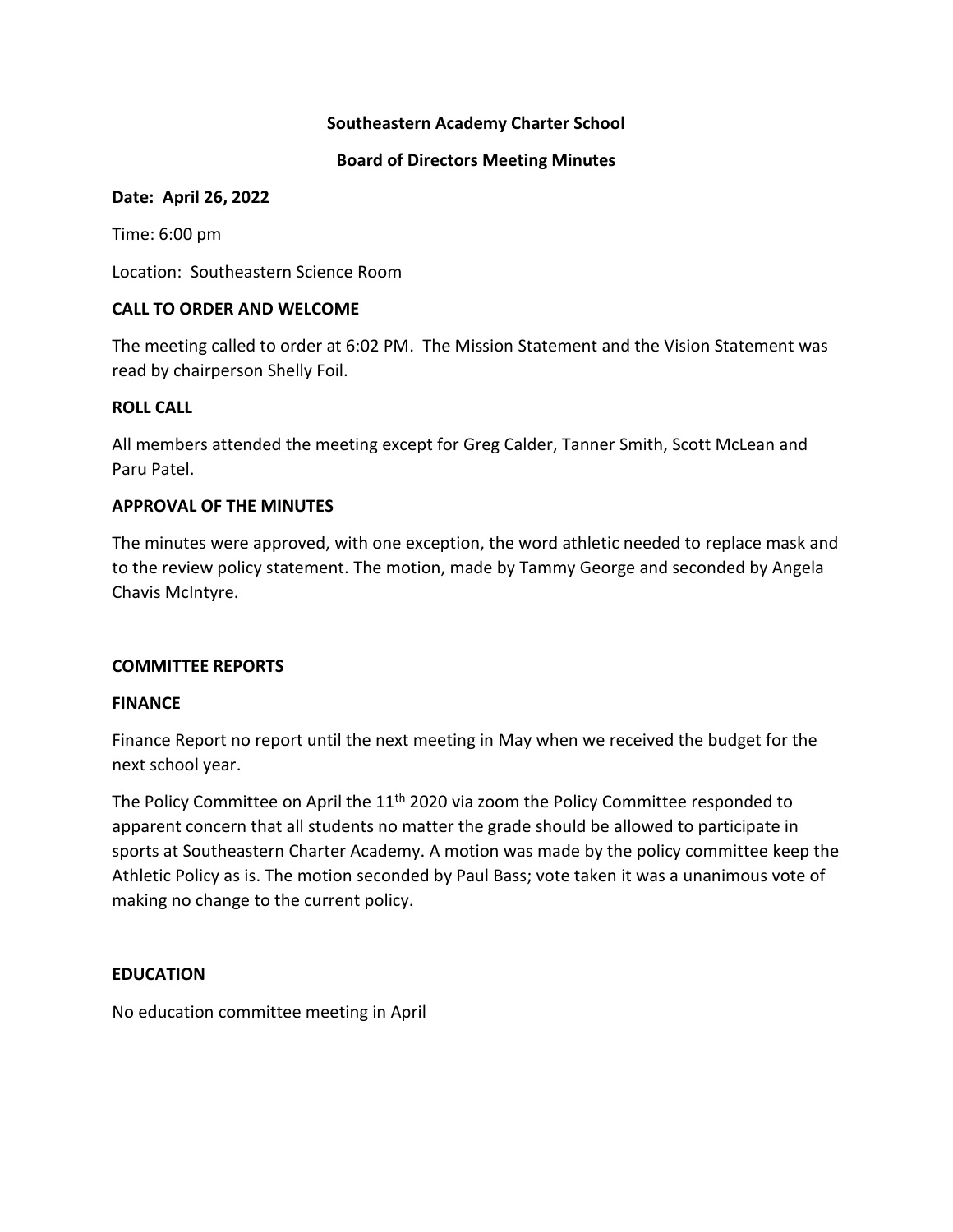**Southeastern Academy Charter School**

**Board of Directors Meeting Minutes**

**Date: April 26, 2022**

Time: 6:00 pm

Location: Southeastern Science Room

**CALL TO ORDER AND WELCOME**

The meeting called to order at 6:02 PM. The Mission Statement and the Vision Statement was read by chairperson Shelly Foil.

**ROLL CALL**

All members attended the meeting except for Greg Calder, Tanner Smith, Scott McLean and Paru Patel.

**APPROVAL OF THE MINUTES**

The minutes were approved, with one exception, the word athletic needed to replace mask and to the review policy statement. The motion, made by Tammy George and seconded by Angela Chavis McIntyre.

**COMMITTEE REPORTS**

**FINANCE**

Finance Report no report until the next meeting in May when we received the budget for the next school year.

The Policy Committee on April the 11th 2020 via zoom the Policy Committee responded to apparent concern that all students no matter the grade should be allowed to participate in sports at Southeastern Charter Academy. A motion was made by the policy committee keep the Athletic Policy as is. The motion seconded by Paul Bass; vote taken it was a unanimous vote of making no change to the current policy.

**EDUCATION**

No education committee meeting in April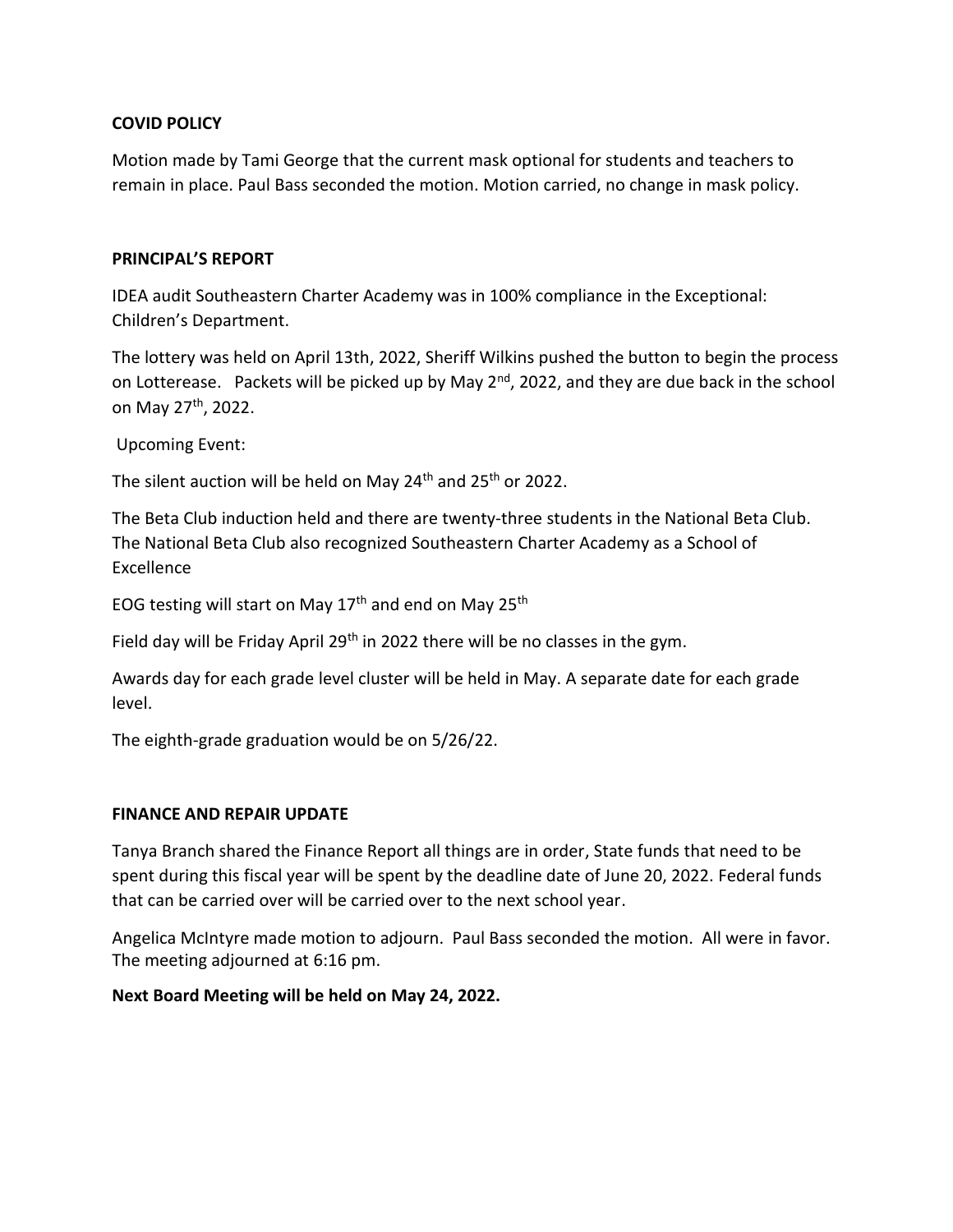**COVID POLICY**

Motion made by Tami George that the current mask optional for students and teachers to remain in place. Paul Bass seconded the motion. Motion carried, no change in mask policy.

**PRINCIPAL'S REPORT**

IDEA audit Southeastern Charter Academy was in 100% compliance in the Exceptional: Children's Department.

The lottery was held on April 13th, 2022, Sheriff Wilkins pushed the button to begin the process on Lotterease. Packets will be picked up by May 2nd, 2022, and they are due back in the school on May 27th, 2022.

Upcoming Event:

The silent auction will be held on May 24th and 25th or 2022.

The Beta Club induction held and there are twenty-three students in the National Beta Club. The National Beta Club also recognized Southeastern Charter Academy as a School of Excellence

EOG testing will start on May 17th and end on May 25th

Field day will be Friday April 29th in 2022 there will be no classes in the gym.

Awards day for each grade level cluster will be held in May. A separate date for each grade level.

The eighth-grade graduation would be on 5/26/22.

**FINANCE AND REPAIR UPDATE**

Tanya Branch shared the Finance Report all things are in order, State funds that need to be spent during this fiscal year will be spent by the deadline date of June 20, 2022. Federal funds that can be carried over will be carried over to the next school year.

Angelica McIntyre made motion to adjourn. Paul Bass seconded the motion. All were in favor. The meeting adjourned at 6:16 pm.

**Next Board Meeting will be held on May 24, 2022.**